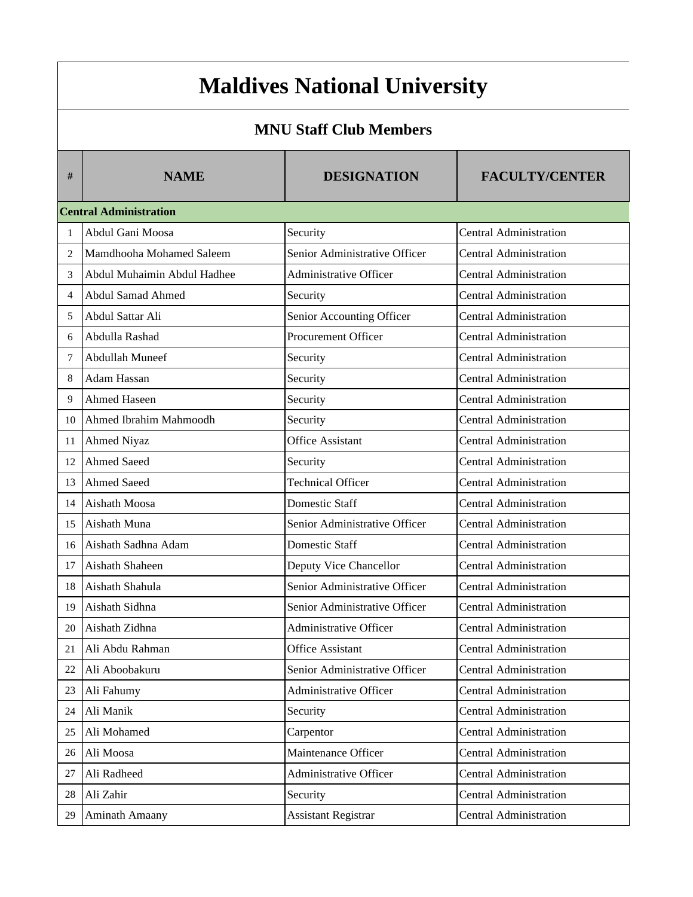# Maldives National University

## MNU Staff Club Members

| # | NAME | DESIGNATION | FACULTY/CENTER |
|---|---|---|---|
| **Central Administration** | | | |
| 1 | Abdul Gani Moosa | Security | Central Administration |
| 2 | Mamdhooha Mohamed Saleem | Senior Administrative Officer | Central Administration |
| 3 | Abdul Muhaimin Abdul Hadhee | Administrative Officer | Central Administration |
| 4 | Abdul Samad Ahmed | Security | Central Administration |
| 5 | Abdul Sattar Ali | Senior Accounting Officer | Central Administration |
| 6 | Abdulla Rashad | Procurement Officer | Central Administration |
| 7 | Abdullah Muneef | Security | Central Administration |
| 8 | Adam Hassan | Security | Central Administration |
| 9 | Ahmed Haseen | Security | Central Administration |
| 10 | Ahmed Ibrahim Mahmoodh | Security | Central Administration |
| 11 | Ahmed Niyaz | Office Assistant | Central Administration |
| 12 | Ahmed Saeed | Security | Central Administration |
| 13 | Ahmed Saeed | Technical Officer | Central Administration |
| 14 | Aishath Moosa | Domestic Staff | Central Administration |
| 15 | Aishath Muna | Senior Administrative Officer | Central Administration |
| 16 | Aishath Sadhna Adam | Domestic Staff | Central Administration |
| 17 | Aishath Shaheen | Deputy Vice Chancellor | Central Administration |
| 18 | Aishath Shahula | Senior Administrative Officer | Central Administration |
| 19 | Aishath Sidhna | Senior Administrative Officer | Central Administration |
| 20 | Aishath Zidhna | Administrative Officer | Central Administration |
| 21 | Ali Abdu Rahman | Office Assistant | Central Administration |
| 22 | Ali Aboobakuru | Senior Administrative Officer | Central Administration |
| 23 | Ali Fahumy | Administrative Officer | Central Administration |
| 24 | Ali Manik | Security | Central Administration |
| 25 | Ali Mohamed | Carpentor | Central Administration |
| 26 | Ali Moosa | Maintenance Officer | Central Administration |
| 27 | Ali Radheed | Administrative Officer | Central Administration |
| 28 | Ali Zahir | Security | Central Administration |
| 29 | Aminath Amaany | Assistant Registrar | Central Administration |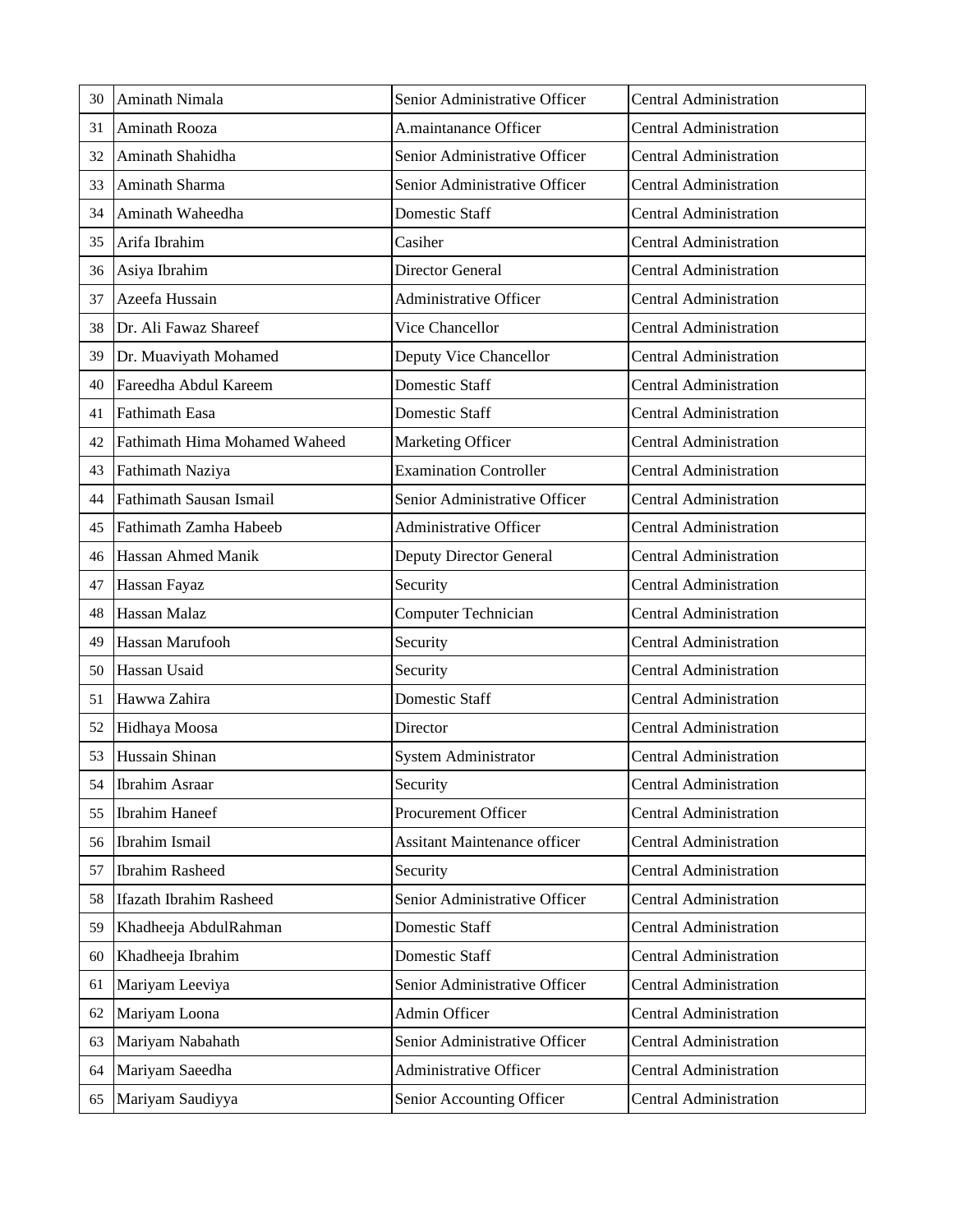| 30 | Aminath Nimala | Senior Administrative Officer | Central Administration |
|---|---|---|---|
| 31 | Aminath Rooza | A.maintanance Officer | Central Administration |
| 32 | Aminath Shahidha | Senior Administrative Officer | Central Administration |
| 33 | Aminath Sharma | Senior Administrative Officer | Central Administration |
| 34 | Aminath Waheedha | Domestic Staff | Central Administration |
| 35 | Arifa Ibrahim | Casiher | Central Administration |
| 36 | Asiya Ibrahim | Director General | Central Administration |
| 37 | Azeefa Hussain | Administrative Officer | Central Administration |
| 38 | Dr. Ali Fawaz Shareef | Vice Chancellor | Central Administration |
| 39 | Dr. Muaviyath Mohamed | Deputy Vice Chancellor | Central Administration |
| 40 | Fareedha Abdul Kareem | Domestic Staff | Central Administration |
| 41 | Fathimath Easa | Domestic Staff | Central Administration |
| 42 | Fathimath Hima Mohamed Waheed | Marketing Officer | Central Administration |
| 43 | Fathimath Naziya | Examination Controller | Central Administration |
| 44 | Fathimath Sausan Ismail | Senior Administrative Officer | Central Administration |
| 45 | Fathimath Zamha Habeeb | Administrative Officer | Central Administration |
| 46 | Hassan Ahmed Manik | Deputy Director General | Central Administration |
| 47 | Hassan Fayaz | Security | Central Administration |
| 48 | Hassan Malaz | Computer Technician | Central Administration |
| 49 | Hassan Marufooh | Security | Central Administration |
| 50 | Hassan Usaid | Security | Central Administration |
| 51 | Hawwa Zahira | Domestic Staff | Central Administration |
| 52 | Hidhaya Moosa | Director | Central Administration |
| 53 | Hussain Shinan | System Administrator | Central Administration |
| 54 | Ibrahim Asraar | Security | Central Administration |
| 55 | Ibrahim Haneef | Procurement Officer | Central Administration |
| 56 | Ibrahim Ismail | Assitant Maintenance officer | Central Administration |
| 57 | Ibrahim Rasheed | Security | Central Administration |
| 58 | Ifazath Ibrahim Rasheed | Senior Administrative Officer | Central Administration |
| 59 | Khadheeja AbdulRahman | Domestic Staff | Central Administration |
| 60 | Khadheeja Ibrahim | Domestic Staff | Central Administration |
| 61 | Mariyam Leeviya | Senior Administrative Officer | Central Administration |
| 62 | Mariyam Loona | Admin Officer | Central Administration |
| 63 | Mariyam Nabahath | Senior Administrative Officer | Central Administration |
| 64 | Mariyam Saeedha | Administrative Officer | Central Administration |
| 65 | Mariyam Saudiyya | Senior Accounting Officer | Central Administration |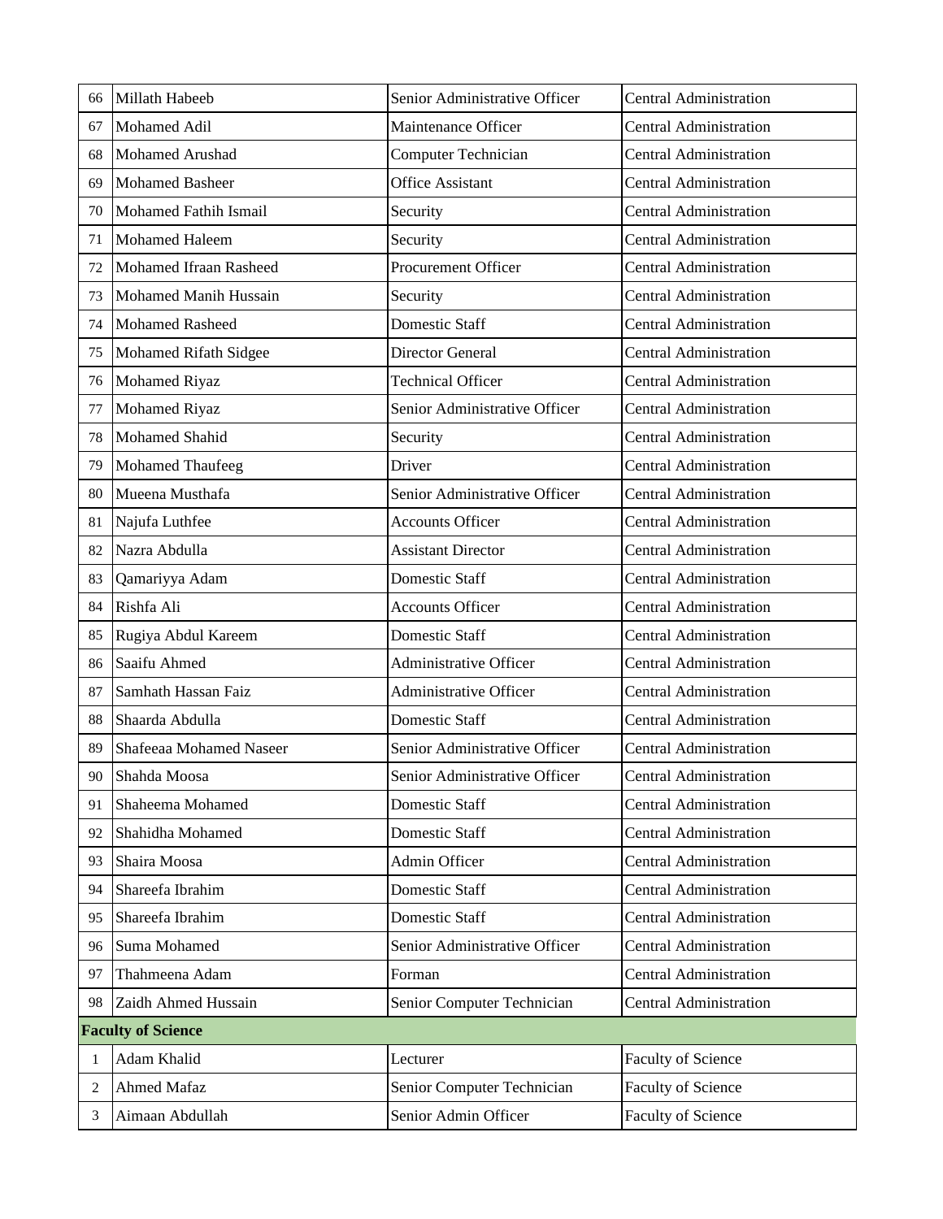| | | | |
|---|---|---|---|
| 66 | Millath Habeeb | Senior Administrative Officer | Central Administration |
| 67 | Mohamed Adil | Maintenance Officer | Central Administration |
| 68 | Mohamed Arushad | Computer Technician | Central Administration |
| 69 | Mohamed Basheer | Office Assistant | Central Administration |
| 70 | Mohamed Fathih Ismail | Security | Central Administration |
| 71 | Mohamed Haleem | Security | Central Administration |
| 72 | Mohamed Ifraan Rasheed | Procurement Officer | Central Administration |
| 73 | Mohamed Manih Hussain | Security | Central Administration |
| 74 | Mohamed Rasheed | Domestic Staff | Central Administration |
| 75 | Mohamed Rifath Sidgee | Director General | Central Administration |
| 76 | Mohamed Riyaz | Technical Officer | Central Administration |
| 77 | Mohamed Riyaz | Senior Administrative Officer | Central Administration |
| 78 | Mohamed Shahid | Security | Central Administration |
| 79 | Mohamed Thaufeeg | Driver | Central Administration |
| 80 | Mueena Musthafa | Senior Administrative Officer | Central Administration |
| 81 | Najufa Luthfee | Accounts Officer | Central Administration |
| 82 | Nazra Abdulla | Assistant Director | Central Administration |
| 83 | Qamariyya Adam | Domestic Staff | Central Administration |
| 84 | Rishfa Ali | Accounts Officer | Central Administration |
| 85 | Rugiya Abdul Kareem | Domestic Staff | Central Administration |
| 86 | Saaifu Ahmed | Administrative Officer | Central Administration |
| 87 | Samhath Hassan Faiz | Administrative Officer | Central Administration |
| 88 | Shaarda Abdulla | Domestic Staff | Central Administration |
| 89 | Shafeeaa Mohamed Naseer | Senior Administrative Officer | Central Administration |
| 90 | Shahda Moosa | Senior Administrative Officer | Central Administration |
| 91 | Shaheema Mohamed | Domestic Staff | Central Administration |
| 92 | Shahidha Mohamed | Domestic Staff | Central Administration |
| 93 | Shaira Moosa | Admin Officer | Central Administration |
| 94 | Shareefa Ibrahim | Domestic Staff | Central Administration |
| 95 | Shareefa Ibrahim | Domestic Staff | Central Administration |
| 96 | Suma Mohamed | Senior Administrative Officer | Central Administration |
| 97 | Thahmeena Adam | Forman | Central Administration |
| 98 | Zaidh Ahmed Hussain | Senior Computer Technician | Central Administration |
| **Faculty of Science** | | | |
| 1 | Adam Khalid | Lecturer | Faculty of Science |
| 2 | Ahmed Mafaz | Senior Computer Technician | Faculty of Science |
| 3 | Aimaan Abdullah | Senior Admin Officer | Faculty of Science |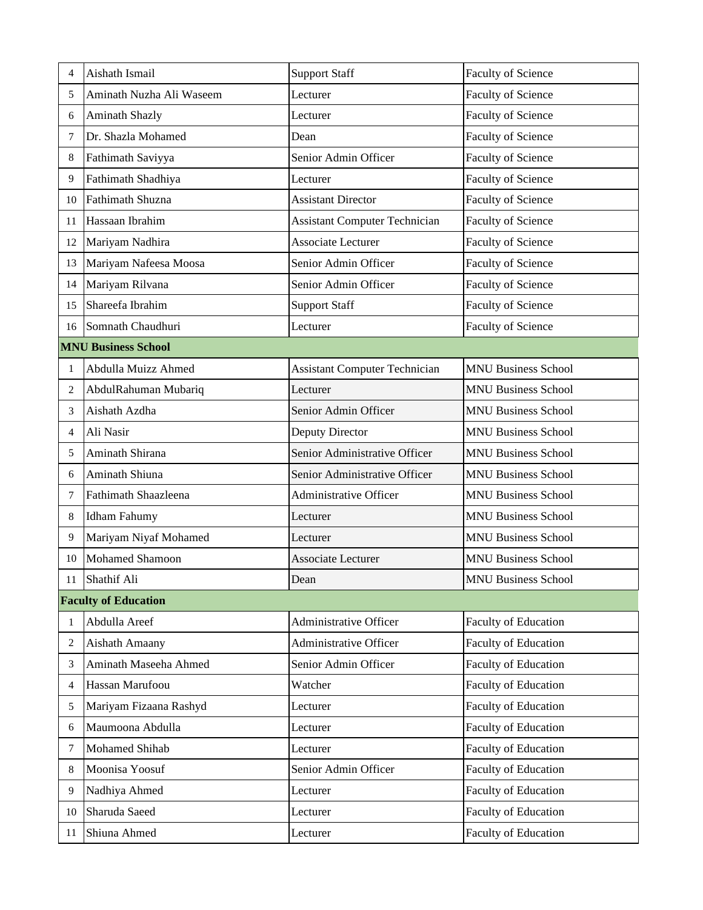| | | | |
|---|---|---|---|
| 4 | Aishath Ismail | Support Staff | Faculty of Science |
| 5 | Aminath Nuzha Ali Waseem | Lecturer | Faculty of Science |
| 6 | Aminath Shazly | Lecturer | Faculty of Science |
| 7 | Dr. Shazla Mohamed | Dean | Faculty of Science |
| 8 | Fathimath Saviyya | Senior Admin Officer | Faculty of Science |
| 9 | Fathimath Shadhiya | Lecturer | Faculty of Science |
| 10 | Fathimath Shuzna | Assistant Director | Faculty of Science |
| 11 | Hassaan Ibrahim | Assistant Computer Technician | Faculty of Science |
| 12 | Mariyam Nadhira | Associate Lecturer | Faculty of Science |
| 13 | Mariyam Nafeesa Moosa | Senior Admin Officer | Faculty of Science |
| 14 | Mariyam Rilvana | Senior Admin Officer | Faculty of Science |
| 15 | Shareefa Ibrahim | Support Staff | Faculty of Science |
| 16 | Somnath Chaudhuri | Lecturer | Faculty of Science |
| **MNU Business School** | | | |
| 1 | Abdulla Muizz Ahmed | Assistant Computer Technician | MNU Business School |
| 2 | AbdulRahuman Mubariq | Lecturer | MNU Business School |
| 3 | Aishath Azdha | Senior Admin Officer | MNU Business School |
| 4 | Ali Nasir | Deputy Director | MNU Business School |
| 5 | Aminath Shirana | Senior Administrative Officer | MNU Business School |
| 6 | Aminath Shiuna | Senior Administrative Officer | MNU Business School |
| 7 | Fathimath Shaazleena | Administrative Officer | MNU Business School |
| 8 | Idham Fahumy | Lecturer | MNU Business School |
| 9 | Mariyam Niyaf Mohamed | Lecturer | MNU Business School |
| 10 | Mohamed Shamoon | Associate Lecturer | MNU Business School |
| 11 | Shathif Ali | Dean | MNU Business School |
| **Faculty of Education** | | | |
| 1 | Abdulla Areef | Administrative Officer | Faculty of Education |
| 2 | Aishath Amaany | Administrative Officer | Faculty of Education |
| 3 | Aminath Maseeha Ahmed | Senior Admin Officer | Faculty of Education |
| 4 | Hassan Marufoou | Watcher | Faculty of Education |
| 5 | Mariyam Fizaana Rashyd | Lecturer | Faculty of Education |
| 6 | Maumoona Abdulla | Lecturer | Faculty of Education |
| 7 | Mohamed Shihab | Lecturer | Faculty of Education |
| 8 | Moonisa Yoosuf | Senior Admin Officer | Faculty of Education |
| 9 | Nadhiya Ahmed | Lecturer | Faculty of Education |
| 10 | Sharuda Saeed | Lecturer | Faculty of Education |
| 11 | Shiuna Ahmed | Lecturer | Faculty of Education |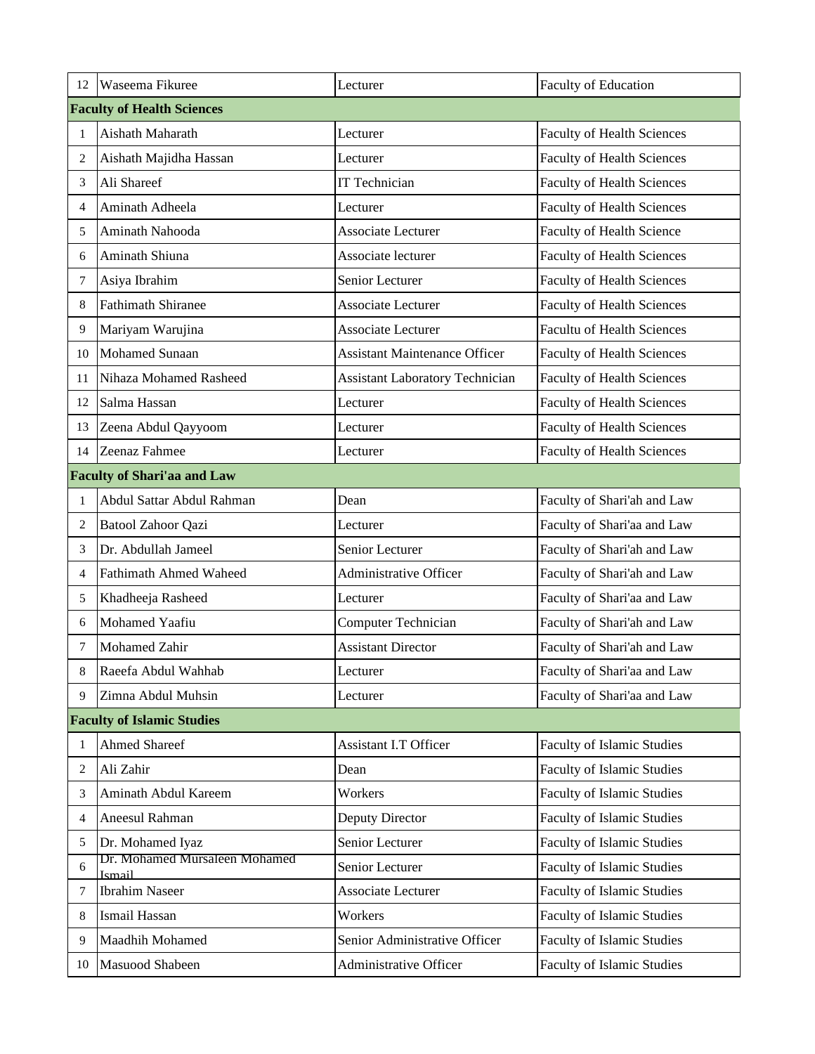| 12 | Waseema Fikuree | Lecturer | Faculty of Education |
|---|---|---|---|
| **Faculty of Health Sciences** | | | |
| 1 | Aishath Maharath | Lecturer | Faculty of Health Sciences |
| 2 | Aishath Majidha Hassan | Lecturer | Faculty of Health Sciences |
| 3 | Ali Shareef | IT Technician | Faculty of Health Sciences |
| 4 | Aminath Adheela | Lecturer | Faculty of Health Sciences |
| 5 | Aminath Nahooda | Associate Lecturer | Faculty of Health Science |
| 6 | Aminath Shiuna | Associate lecturer | Faculty of Health Sciences |
| 7 | Asiya Ibrahim | Senior Lecturer | Faculty of Health Sciences |
| 8 | Fathimath Shiranee | Associate Lecturer | Faculty of Health Sciences |
| 9 | Mariyam Warujina | Associate Lecturer | Facultu of Health Sciences |
| 10 | Mohamed Sunaan | Assistant Maintenance Officer | Faculty of Health Sciences |
| 11 | Nihaza Mohamed Rasheed | Assistant Laboratory Technician | Faculty of Health Sciences |
| 12 | Salma Hassan | Lecturer | Faculty of Health Sciences |
| 13 | Zeena Abdul Qayyoom | Lecturer | Faculty of Health Sciences |
| 14 | Zeenaz Fahmee | Lecturer | Faculty of Health Sciences |
| **Faculty of Shari'aa and Law** | | | |
| 1 | Abdul Sattar Abdul Rahman | Dean | Faculty of Shari'ah and Law |
| 2 | Batool Zahoor Qazi | Lecturer | Faculty of Shari'aa and Law |
| 3 | Dr. Abdullah Jameel | Senior Lecturer | Faculty of Shari'ah and Law |
| 4 | Fathimath Ahmed Waheed | Administrative Officer | Faculty of Shari'ah and Law |
| 5 | Khadheeja Rasheed | Lecturer | Faculty of Shari'aa and Law |
| 6 | Mohamed Yaafiu | Computer Technician | Faculty of Shari'ah and Law |
| 7 | Mohamed Zahir | Assistant Director | Faculty of Shari'ah and Law |
| 8 | Raeefa Abdul Wahhab | Lecturer | Faculty of Shari'aa and Law |
| 9 | Zimna Abdul Muhsin | Lecturer | Faculty of Shari'aa and Law |
| **Faculty of Islamic Studies** | | | |
| 1 | Ahmed Shareef | Assistant I.T Officer | Faculty of Islamic Studies |
| 2 | Ali Zahir | Dean | Faculty of Islamic Studies |
| 3 | Aminath Abdul Kareem | Workers | Faculty of Islamic Studies |
| 4 | Aneesul Rahman | Deputy Director | Faculty of Islamic Studies |
| 5 | Dr. Mohamed Iyaz | Senior Lecturer | Faculty of Islamic Studies |
| 6 | Dr. Mohamed Mursaleen Mohamed Ismail | Senior Lecturer | Faculty of Islamic Studies |
| 7 | Ibrahim Naseer | Associate Lecturer | Faculty of Islamic Studies |
| 8 | Ismail Hassan | Workers | Faculty of Islamic Studies |
| 9 | Maadhih Mohamed | Senior Administrative Officer | Faculty of Islamic Studies |
| 10 | Masuood Shabeen | Administrative Officer | Faculty of Islamic Studies |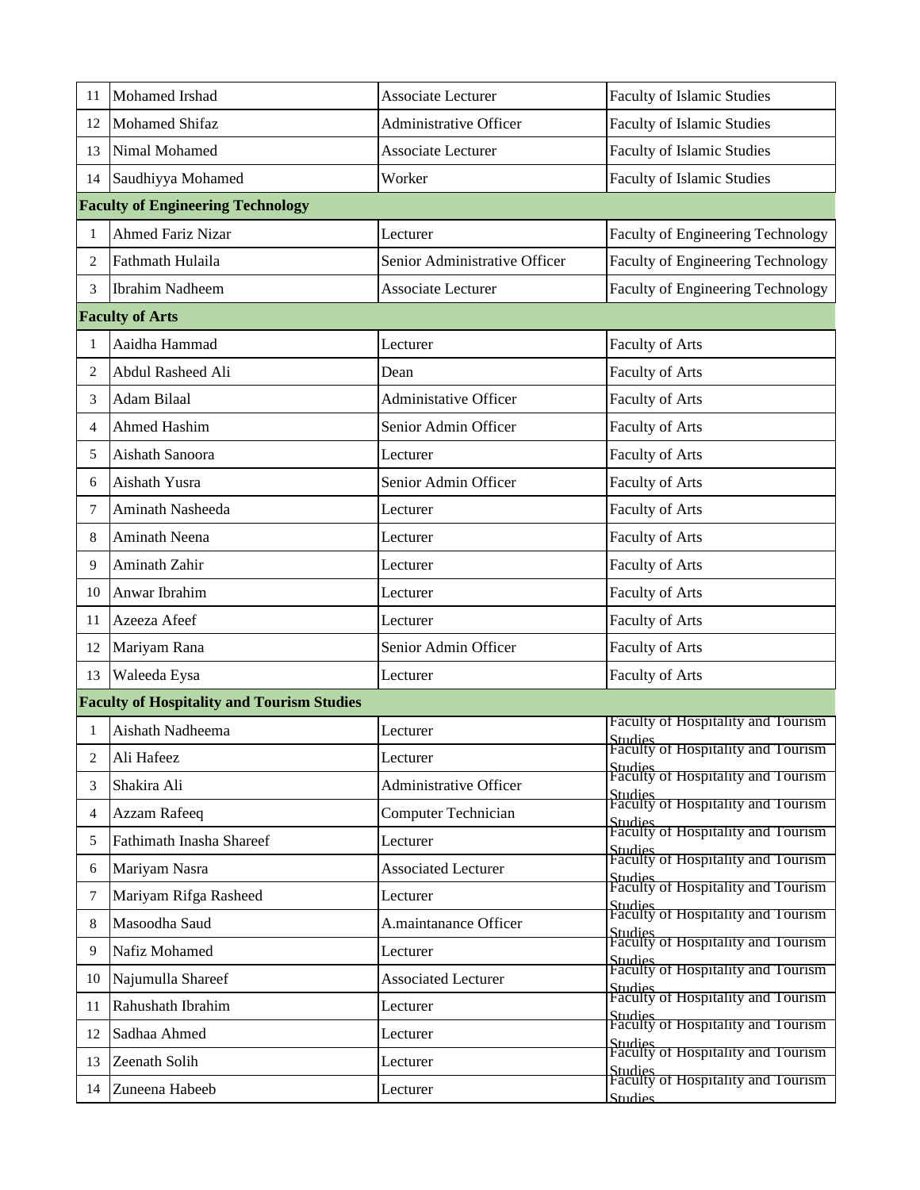| | | | |
|---|---|---|---|
| 11 | Mohamed Irshad | Associate Lecturer | Faculty of Islamic Studies |
| 12 | Mohamed Shifaz | Administrative Officer | Faculty of Islamic Studies |
| 13 | Nimal Mohamed | Associate Lecturer | Faculty of Islamic Studies |
| 14 | Saudhiyya Mohamed | Worker | Faculty of Islamic Studies |
| **Faculty of Engineering Technology** | | | |
| 1 | Ahmed Fariz Nizar | Lecturer | Faculty of Engineering Technology |
| 2 | Fathmath Hulaila | Senior Administrative Officer | Faculty of Engineering Technology |
| 3 | Ibrahim Nadheem | Associate Lecturer | Faculty of Engineering Technology |
| **Faculty of Arts** | | | |
| 1 | Aaidha Hammad | Lecturer | Faculty of Arts |
| 2 | Abdul Rasheed Ali | Dean | Faculty of Arts |
| 3 | Adam Bilaal | Administative Officer | Faculty of Arts |
| 4 | Ahmed Hashim | Senior Admin Officer | Faculty of Arts |
| 5 | Aishath Sanoora | Lecturer | Faculty of Arts |
| 6 | Aishath Yusra | Senior Admin Officer | Faculty of Arts |
| 7 | Aminath Nasheeda | Lecturer | Faculty of Arts |
| 8 | Aminath Neena | Lecturer | Faculty of Arts |
| 9 | Aminath Zahir | Lecturer | Faculty of Arts |
| 10 | Anwar Ibrahim | Lecturer | Faculty of Arts |
| 11 | Azeeza Afeef | Lecturer | Faculty of Arts |
| 12 | Mariyam Rana | Senior Admin Officer | Faculty of Arts |
| 13 | Waleeda Eysa | Lecturer | Faculty of Arts |
| **Faculty of Hospitality and Tourism Studies** | | | |
| 1 | Aishath Nadheema | Lecturer | Faculty of Hospitality and Tourism Studies |
| 2 | Ali Hafeez | Lecturer | Faculty of Hospitality and Tourism Studies |
| 3 | Shakira Ali | Administrative Officer | Faculty of Hospitality and Tourism Studies |
| 4 | Azzam Rafeeq | Computer Technician | Faculty of Hospitality and Tourism Studies |
| 5 | Fathimath Inasha Shareef | Lecturer | Faculty of Hospitality and Tourism Studies |
| 6 | Mariyam Nasra | Associated Lecturer | Faculty of Hospitality and Tourism Studies |
| 7 | Mariyam Rifga Rasheed | Lecturer | Faculty of Hospitality and Tourism Studies |
| 8 | Masoodha Saud | A.maintanance Officer | Faculty of Hospitality and Tourism Studies |
| 9 | Nafiz Mohamed | Lecturer | Faculty of Hospitality and Tourism Studies |
| 10 | Najumulla Shareef | Associated Lecturer | Faculty of Hospitality and Tourism Studies |
| 11 | Rahushath Ibrahim | Lecturer | Faculty of Hospitality and Tourism Studies |
| 12 | Sadhaa Ahmed | Lecturer | Faculty of Hospitality and Tourism Studies |
| 13 | Zeenath Solih | Lecturer | Faculty of Hospitality and Tourism Studies |
| 14 | Zuneena Habeeb | Lecturer | Faculty of Hospitality and Tourism Studies |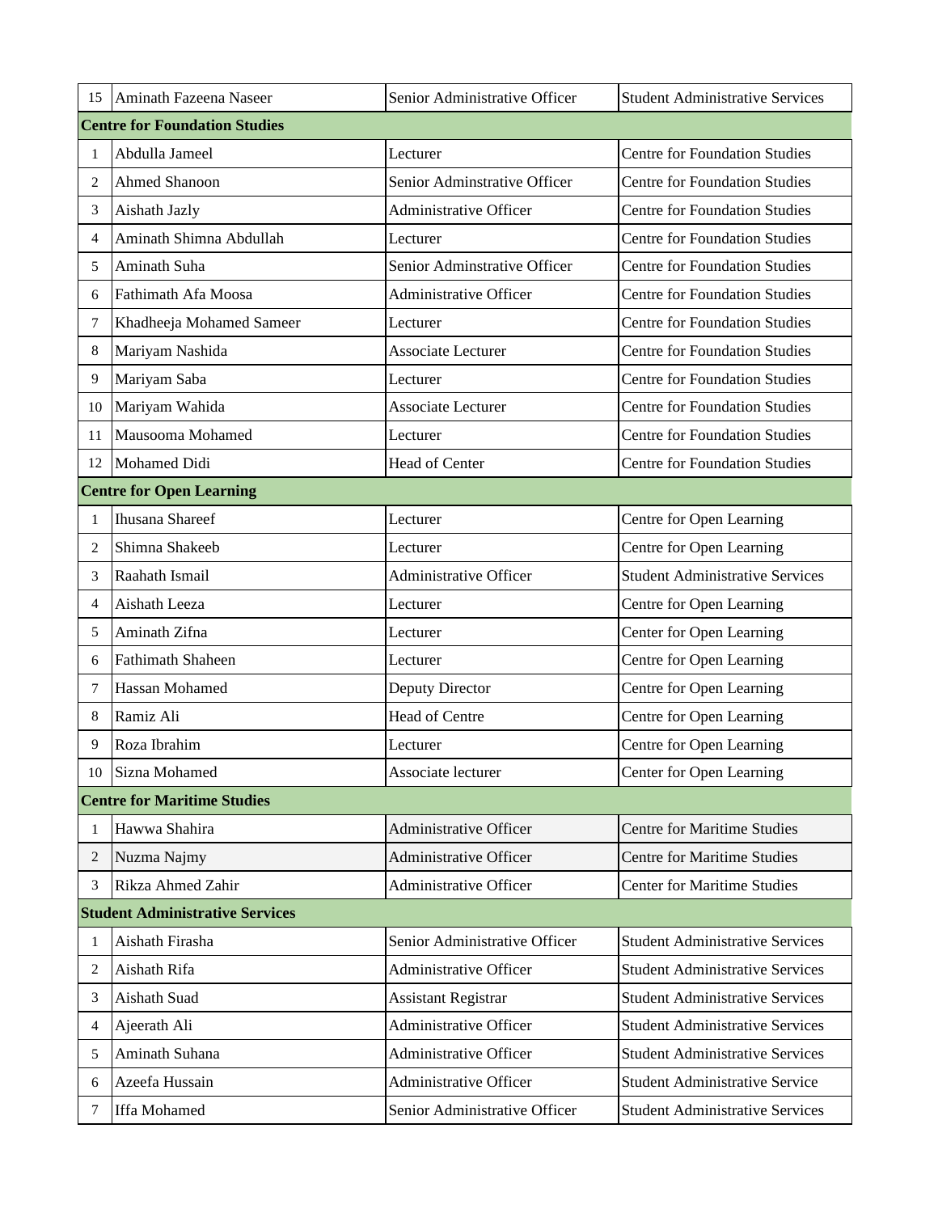| | | | |
|---|---|---|---|
| 15 | Aminath Fazeena Naseer | Senior Administrative Officer | Student Administrative Services |
| **Centre for Foundation Studies** | | | |
| 1 | Abdulla Jameel | Lecturer | Centre for Foundation Studies |
| 2 | Ahmed Shanoon | Senior Adminstrative Officer | Centre for Foundation Studies |
| 3 | Aishath Jazly | Administrative Officer | Centre for Foundation Studies |
| 4 | Aminath Shimna Abdullah | Lecturer | Centre for Foundation Studies |
| 5 | Aminath Suha | Senior Adminstrative Officer | Centre for Foundation Studies |
| 6 | Fathimath Afa Moosa | Administrative Officer | Centre for Foundation Studies |
| 7 | Khadheeja Mohamed Sameer | Lecturer | Centre for Foundation Studies |
| 8 | Mariyam Nashida | Associate Lecturer | Centre for Foundation Studies |
| 9 | Mariyam Saba | Lecturer | Centre for Foundation Studies |
| 10 | Mariyam Wahida | Associate Lecturer | Centre for Foundation Studies |
| 11 | Mausooma Mohamed | Lecturer | Centre for Foundation Studies |
| 12 | Mohamed Didi | Head of Center | Centre for Foundation Studies |
| **Centre for Open Learning** | | | |
| 1 | Ihusana Shareef | Lecturer | Centre for Open Learning |
| 2 | Shimna Shakeeb | Lecturer | Centre for Open Learning |
| 3 | Raahath Ismail | Administrative Officer | Student Administrative Services |
| 4 | Aishath Leeza | Lecturer | Centre for Open Learning |
| 5 | Aminath Zifna | Lecturer | Center for Open Learning |
| 6 | Fathimath Shaheen | Lecturer | Centre for Open Learning |
| 7 | Hassan Mohamed | Deputy Director | Centre for Open Learning |
| 8 | Ramiz Ali | Head of Centre | Centre for Open Learning |
| 9 | Roza Ibrahim | Lecturer | Centre for Open Learning |
| 10 | Sizna Mohamed | Associate lecturer | Center for Open Learning |
| **Centre for Maritime Studies** | | | |
| 1 | Hawwa Shahira | Administrative Officer | Centre for Maritime Studies |
| 2 | Nuzma Najmy | Administrative Officer | Centre for Maritime Studies |
| 3 | Rikza Ahmed Zahir | Administrative Officer | Center for Maritime Studies |
| **Student Administrative Services** | | | |
| 1 | Aishath Firasha | Senior Administrative Officer | Student Administrative Services |
| 2 | Aishath Rifa | Administrative Officer | Student Administrative Services |
| 3 | Aishath Suad | Assistant Registrar | Student Administrative Services |
| 4 | Ajeerath Ali | Administrative Officer | Student Administrative Services |
| 5 | Aminath Suhana | Administrative Officer | Student Administrative Services |
| 6 | Azeefa Hussain | Administrative Officer | Student Administrative Service |
| 7 | Iffa Mohamed | Senior Administrative Officer | Student Administrative Services |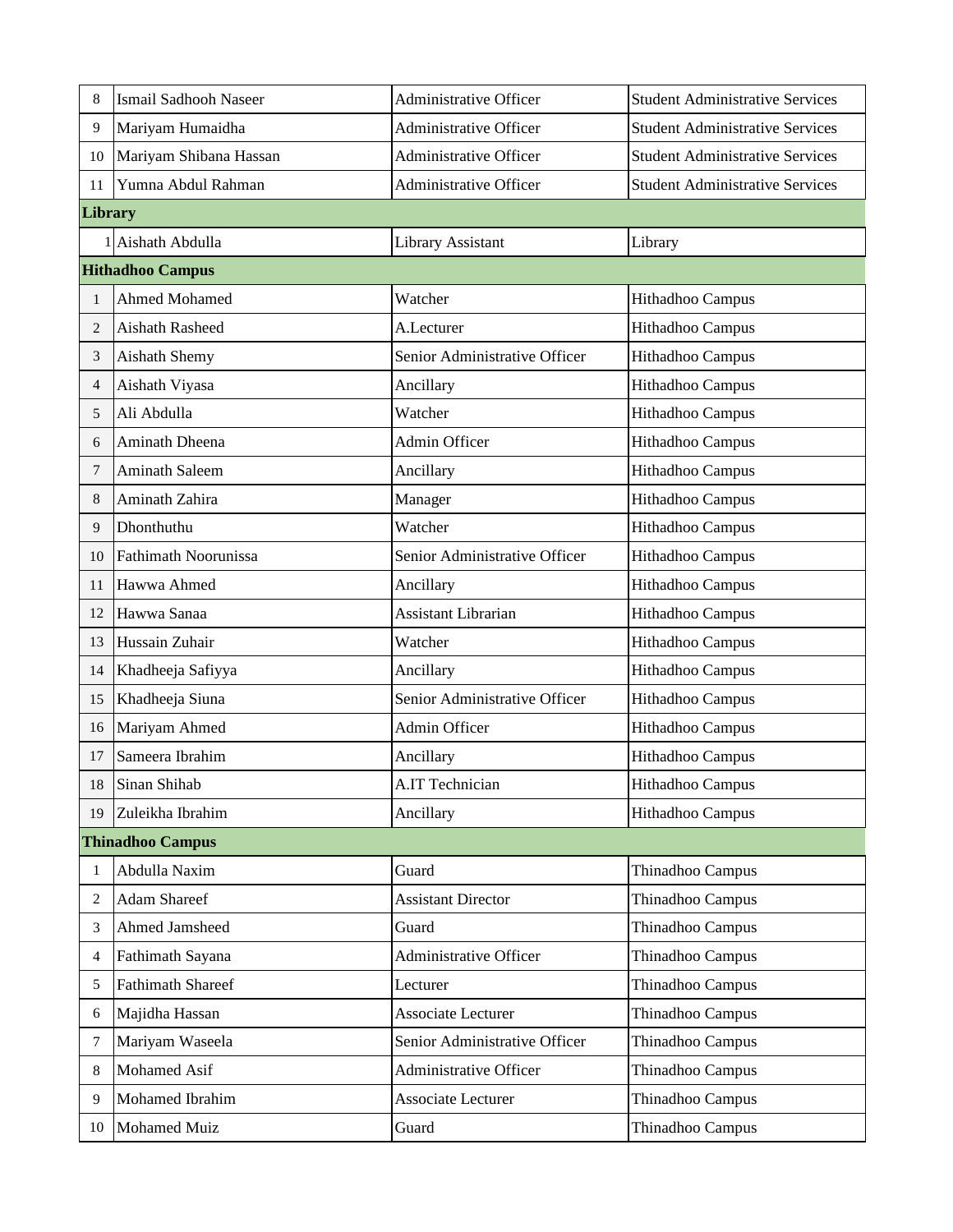| | | | |
|---|---|---|---|
| 8 | Ismail Sadhooh Naseer | Administrative Officer | Student Administrative Services |
| 9 | Mariyam Humaidha | Administrative Officer | Student Administrative Services |
| 10 | Mariyam Shibana Hassan | Administrative Officer | Student Administrative Services |
| 11 | Yumna Abdul Rahman | Administrative Officer | Student Administrative Services |
| **Library** | | | |
| 1 | Aishath Abdulla | Library Assistant | Library |
| **Hithadhoo Campus** | | | |
| 1 | Ahmed Mohamed | Watcher | Hithadhoo Campus |
| 2 | Aishath Rasheed | A.Lecturer | Hithadhoo Campus |
| 3 | Aishath Shemy | Senior Administrative Officer | Hithadhoo Campus |
| 4 | Aishath Viyasa | Ancillary | Hithadhoo Campus |
| 5 | Ali Abdulla | Watcher | Hithadhoo Campus |
| 6 | Aminath Dheena | Admin Officer | Hithadhoo Campus |
| 7 | Aminath Saleem | Ancillary | Hithadhoo Campus |
| 8 | Aminath Zahira | Manager | Hithadhoo Campus |
| 9 | Dhonthuthu | Watcher | Hithadhoo Campus |
| 10 | Fathimath Noorunissa | Senior Administrative Officer | Hithadhoo Campus |
| 11 | Hawwa Ahmed | Ancillary | Hithadhoo Campus |
| 12 | Hawwa Sanaa | Assistant Librarian | Hithadhoo Campus |
| 13 | Hussain Zuhair | Watcher | Hithadhoo Campus |
| 14 | Khadheeja Safiyya | Ancillary | Hithadhoo Campus |
| 15 | Khadheeja Siuna | Senior Administrative Officer | Hithadhoo Campus |
| 16 | Mariyam Ahmed | Admin Officer | Hithadhoo Campus |
| 17 | Sameera Ibrahim | Ancillary | Hithadhoo Campus |
| 18 | Sinan Shihab | A.IT Technician | Hithadhoo Campus |
| 19 | Zuleikha Ibrahim | Ancillary | Hithadhoo Campus |
| **Thinadhoo Campus** | | | |
| 1 | Abdulla Naxim | Guard | Thinadhoo Campus |
| 2 | Adam Shareef | Assistant Director | Thinadhoo Campus |
| 3 | Ahmed Jamsheed | Guard | Thinadhoo Campus |
| 4 | Fathimath Sayana | Administrative Officer | Thinadhoo Campus |
| 5 | Fathimath Shareef | Lecturer | Thinadhoo Campus |
| 6 | Majidha Hassan | Associate Lecturer | Thinadhoo Campus |
| 7 | Mariyam Waseela | Senior Administrative Officer | Thinadhoo Campus |
| 8 | Mohamed Asif | Administrative Officer | Thinadhoo Campus |
| 9 | Mohamed Ibrahim | Associate Lecturer | Thinadhoo Campus |
| 10 | Mohamed Muiz | Guard | Thinadhoo Campus |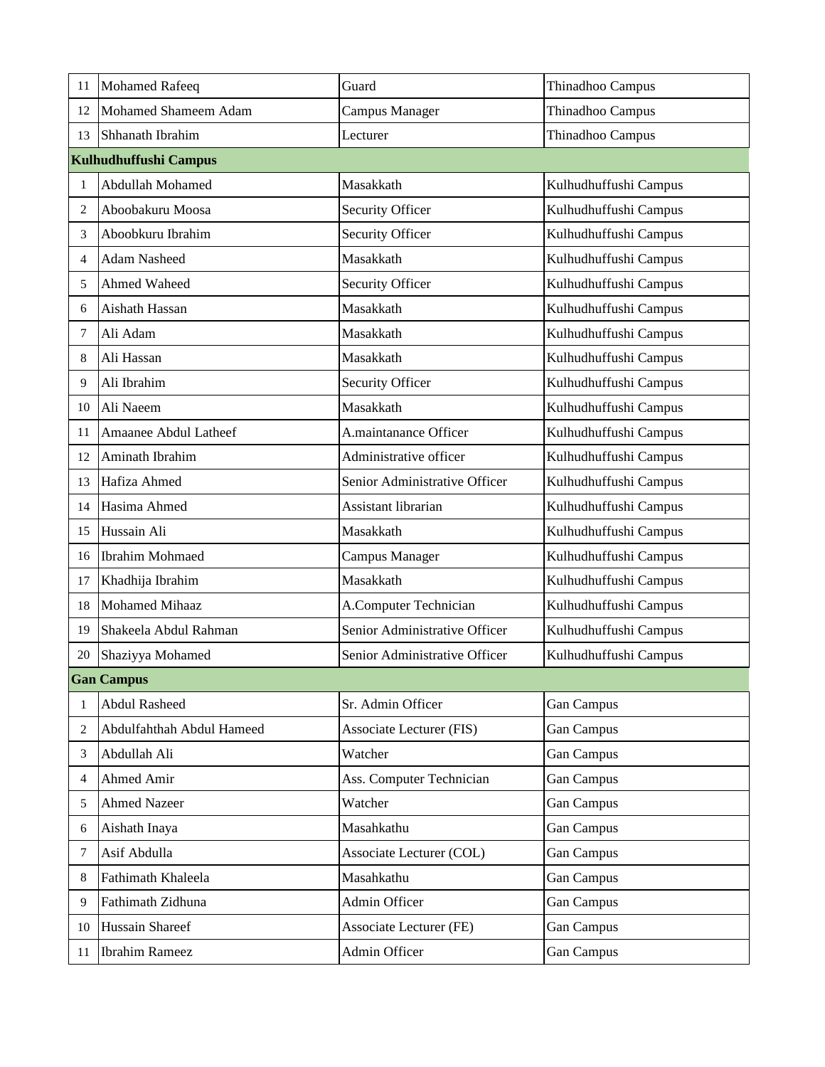| | | | |
|---|---|---|---|
| 11 | Mohamed Rafeeq | Guard | Thinadhoo Campus |
| 12 | Mohamed Shameem Adam | Campus Manager | Thinadhoo Campus |
| 13 | Shhanath Ibrahim | Lecturer | Thinadhoo Campus |
| **Kulhudhuffushi Campus** | | | |
| 1 | Abdullah Mohamed | Masakkath | Kulhudhuffushi Campus |
| 2 | Aboobakuru Moosa | Security Officer | Kulhudhuffushi Campus |
| 3 | Aboobkuru Ibrahim | Security Officer | Kulhudhuffushi Campus |
| 4 | Adam Nasheed | Masakkath | Kulhudhuffushi Campus |
| 5 | Ahmed Waheed | Security Officer | Kulhudhuffushi Campus |
| 6 | Aishath Hassan | Masakkath | Kulhudhuffushi Campus |
| 7 | Ali Adam | Masakkath | Kulhudhuffushi Campus |
| 8 | Ali Hassan | Masakkath | Kulhudhuffushi Campus |
| 9 | Ali Ibrahim | Security Officer | Kulhudhuffushi Campus |
| 10 | Ali Naeem | Masakkath | Kulhudhuffushi Campus |
| 11 | Amaanee Abdul Latheef | A.maintanance Officer | Kulhudhuffushi Campus |
| 12 | Aminath Ibrahim | Administrative officer | Kulhudhuffushi Campus |
| 13 | Hafiza Ahmed | Senior Administrative Officer | Kulhudhuffushi Campus |
| 14 | Hasima Ahmed | Assistant librarian | Kulhudhuffushi Campus |
| 15 | Hussain Ali | Masakkath | Kulhudhuffushi Campus |
| 16 | Ibrahim Mohmaed | Campus Manager | Kulhudhuffushi Campus |
| 17 | Khadhija Ibrahim | Masakkath | Kulhudhuffushi Campus |
| 18 | Mohamed Mihaaz | A.Computer Technician | Kulhudhuffushi Campus |
| 19 | Shakeela Abdul Rahman | Senior Administrative Officer | Kulhudhuffushi Campus |
| 20 | Shaziyya Mohamed | Senior Administrative Officer | Kulhudhuffushi Campus |
| **Gan Campus** | | | |
| 1 | Abdul Rasheed | Sr. Admin Officer | Gan Campus |
| 2 | Abdulfahthah Abdul Hameed | Associate Lecturer (FIS) | Gan Campus |
| 3 | Abdullah Ali | Watcher | Gan Campus |
| 4 | Ahmed Amir | Ass. Computer Technician | Gan Campus |
| 5 | Ahmed Nazeer | Watcher | Gan Campus |
| 6 | Aishath Inaya | Masahkathu | Gan Campus |
| 7 | Asif Abdulla | Associate Lecturer (COL) | Gan Campus |
| 8 | Fathimath Khaleela | Masahkathu | Gan Campus |
| 9 | Fathimath Zidhuna | Admin Officer | Gan Campus |
| 10 | Hussain Shareef | Associate Lecturer (FE) | Gan Campus |
| 11 | Ibrahim Rameez | Admin Officer | Gan Campus |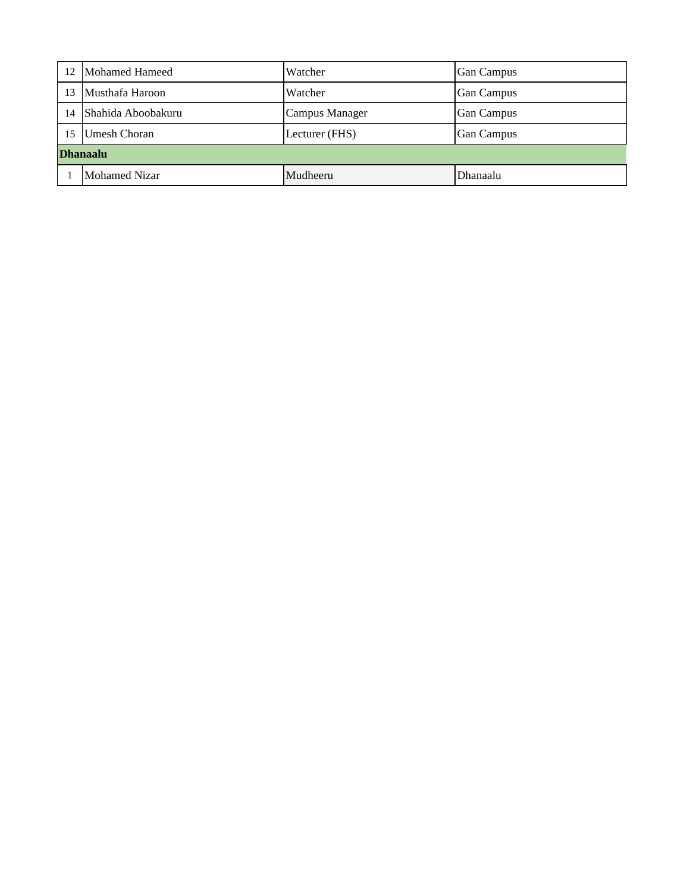| | | | |
|---|---|---|---|
| 12 | Mohamed Hameed | Watcher | Gan Campus |
| 13 | Musthafa Haroon | Watcher | Gan Campus |
| 14 | Shahida Aboobakuru | Campus Manager | Gan Campus |
| 15 | Umesh Choran | Lecturer (FHS) | Gan Campus |
| **Dhanaalu** | | | |
| 1 | Mohamed Nizar | Mudheeru | Dhanaalu |